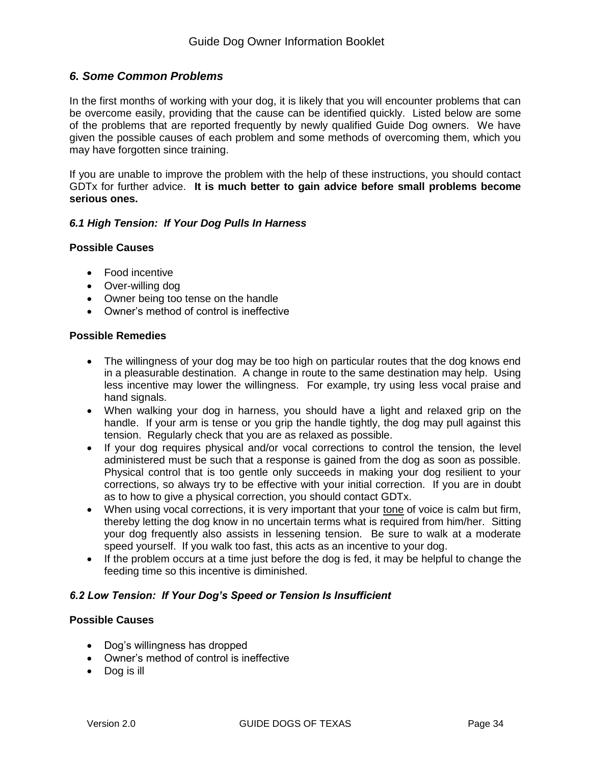## *6. Some Common Problems*

In the first months of working with your dog, it is likely that you will encounter problems that can be overcome easily, providing that the cause can be identified quickly. Listed below are some of the problems that are reported frequently by newly qualified Guide Dog owners. We have given the possible causes of each problem and some methods of overcoming them, which you may have forgotten since training.

If you are unable to improve the problem with the help of these instructions, you should contact GDTx for further advice. **It is much better to gain advice before small problems become serious ones.**

### *6.1 High Tension: If Your Dog Pulls In Harness*

**Possible Causes**

- Food incentive
- Over-willing dog
- Owner being too tense on the handle
- Owner's method of control is ineffective

**Possible Remedies**

- The willingness of your dog may be too high on particular routes that the dog knows end in a pleasurable destination. A change in route to the same destination may help. Using less incentive may lower the willingness. For example, try using less vocal praise and hand signals.
- When walking your dog in harness, you should have a light and relaxed grip on the handle. If your arm is tense or you grip the handle tightly, the dog may pull against this tension. Regularly check that you are as relaxed as possible.
- If your dog requires physical and/or vocal corrections to control the tension, the level administered must be such that a response is gained from the dog as soon as possible. Physical control that is too gentle only succeeds in making your dog resilient to your corrections, so always try to be effective with your initial correction. If you are in doubt as to how to give a physical correction, you should contact GDTx.
- When using vocal corrections, it is very important that your <u>tone</u> of voice is calm but firm, thereby letting the dog know in no uncertain terms what is required from him/her. Sitting your dog frequently also assists in lessening tension. Be sure to walk at a moderate speed yourself. If you walk too fast, this acts as an incentive to your dog.
- If the problem occurs at a time just before the dog is fed, it may be helpful to change the feeding time so this incentive is diminished.

### *6.2 Low Tension: If Your Dog's Speed or Tension Is Insufficient*

**Possible Causes**

- Dog's willingness has dropped
- Owner's method of control is ineffective
- Dog is ill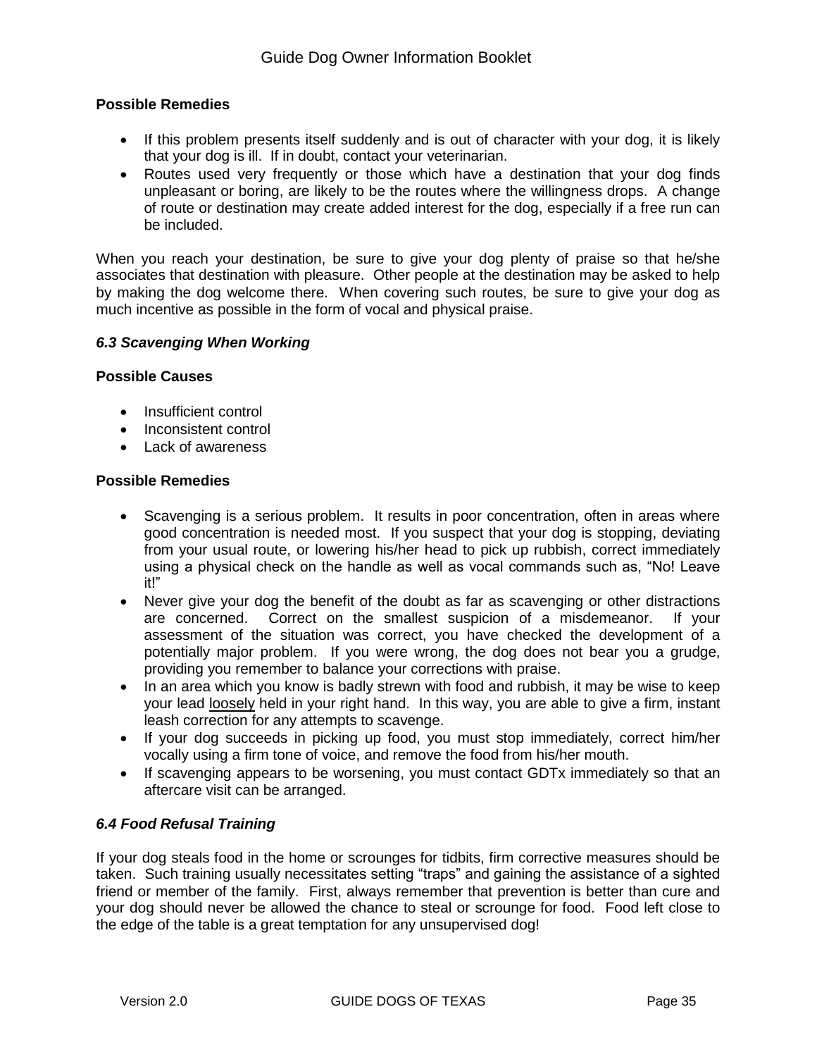**Possible Remedies**

- If this problem presents itself suddenly and is out of character with your dog, it is likely that your dog is ill. If in doubt, contact your veterinarian.
- Routes used very frequently or those which have a destination that your dog finds unpleasant or boring, are likely to be the routes where the willingness drops. A change of route or destination may create added interest for the dog, especially if a free run can be included.

When you reach your destination, be sure to give your dog plenty of praise so that he/she associates that destination with pleasure. Other people at the destination may be asked to help by making the dog welcome there. When covering such routes, be sure to give your dog as much incentive as possible in the form of vocal and physical praise.

### *6.3 Scavenging When Working*

**Possible Causes**

- Insufficient control
- Inconsistent control
- Lack of awareness

**Possible Remedies**

- Scavenging is a serious problem. It results in poor concentration, often in areas where good concentration is needed most. If you suspect that your dog is stopping, deviating from your usual route, or lowering his/her head to pick up rubbish, correct immediately using a physical check on the handle as well as vocal commands such as, "No! Leave it!"
- Never give your dog the benefit of the doubt as far as scavenging or other distractions are concerned. Correct on the smallest suspicion of a misdemeanor. If your assessment of the situation was correct, you have checked the development of a potentially major problem. If you were wrong, the dog does not bear you a grudge, providing you remember to balance your corrections with praise.
- In an area which you know is badly strewn with food and rubbish, it may be wise to keep your lead <u>loosely</u> held in your right hand. In this way, you are able to give a firm, instant leash correction for any attempts to scavenge.
- If your dog succeeds in picking up food, you must stop immediately, correct him/her vocally using a firm tone of voice, and remove the food from his/her mouth.
- If scavenging appears to be worsening, you must contact GDTx immediately so that an aftercare visit can be arranged.

### *6.4 Food Refusal Training*

If your dog steals food in the home or scrounges for tidbits, firm corrective measures should be taken. Such training usually necessitates setting "traps" and gaining the assistance of a sighted friend or member of the family. First, always remember that prevention is better than cure and your dog should never be allowed the chance to steal or scrounge for food. Food left close to the edge of the table is a great temptation for any unsupervised dog!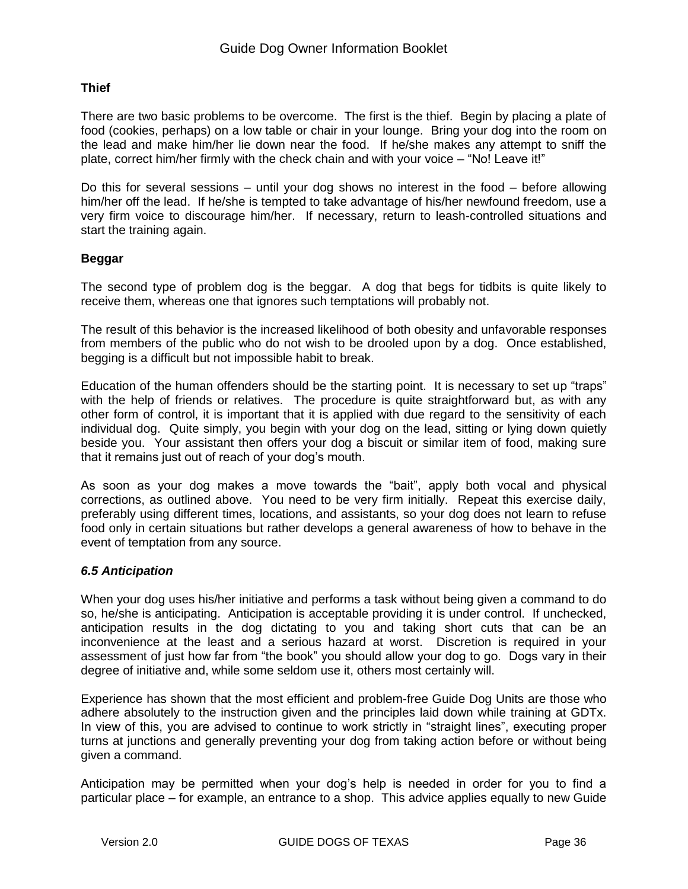**Thief**

There are two basic problems to be overcome. The first is the thief. Begin by placing a plate of food (cookies, perhaps) on a low table or chair in your lounge. Bring your dog into the room on the lead and make him/her lie down near the food. If he/she makes any attempt to sniff the plate, correct him/her firmly with the check chain and with your voice – "No! Leave it!"

Do this for several sessions – until your dog shows no interest in the food – before allowing him/her off the lead. If he/she is tempted to take advantage of his/her newfound freedom, use a very firm voice to discourage him/her. If necessary, return to leash-controlled situations and start the training again.

**Beggar**

The second type of problem dog is the beggar. A dog that begs for tidbits is quite likely to receive them, whereas one that ignores such temptations will probably not.

The result of this behavior is the increased likelihood of both obesity and unfavorable responses from members of the public who do not wish to be drooled upon by a dog. Once established, begging is a difficult but not impossible habit to break.

Education of the human offenders should be the starting point. It is necessary to set up "traps" with the help of friends or relatives. The procedure is quite straightforward but, as with any other form of control, it is important that it is applied with due regard to the sensitivity of each individual dog. Quite simply, you begin with your dog on the lead, sitting or lying down quietly beside you. Your assistant then offers your dog a biscuit or similar item of food, making sure that it remains just out of reach of your dog's mouth.

As soon as your dog makes a move towards the "bait", apply both vocal and physical corrections, as outlined above. You need to be very firm initially. Repeat this exercise daily, preferably using different times, locations, and assistants, so your dog does not learn to refuse food only in certain situations but rather develops a general awareness of how to behave in the event of temptation from any source.

### *6.5 Anticipation*

When your dog uses his/her initiative and performs a task without being given a command to do so, he/she is anticipating. Anticipation is acceptable providing it is under control. If unchecked, anticipation results in the dog dictating to you and taking short cuts that can be an inconvenience at the least and a serious hazard at worst. Discretion is required in your assessment of just how far from "the book" you should allow your dog to go. Dogs vary in their degree of initiative and, while some seldom use it, others most certainly will.

Experience has shown that the most efficient and problem-free Guide Dog Units are those who adhere absolutely to the instruction given and the principles laid down while training at GDTx. In view of this, you are advised to continue to work strictly in "straight lines", executing proper turns at junctions and generally preventing your dog from taking action before or without being given a command.

Anticipation may be permitted when your dog's help is needed in order for you to find a particular place – for example, an entrance to a shop. This advice applies equally to new Guide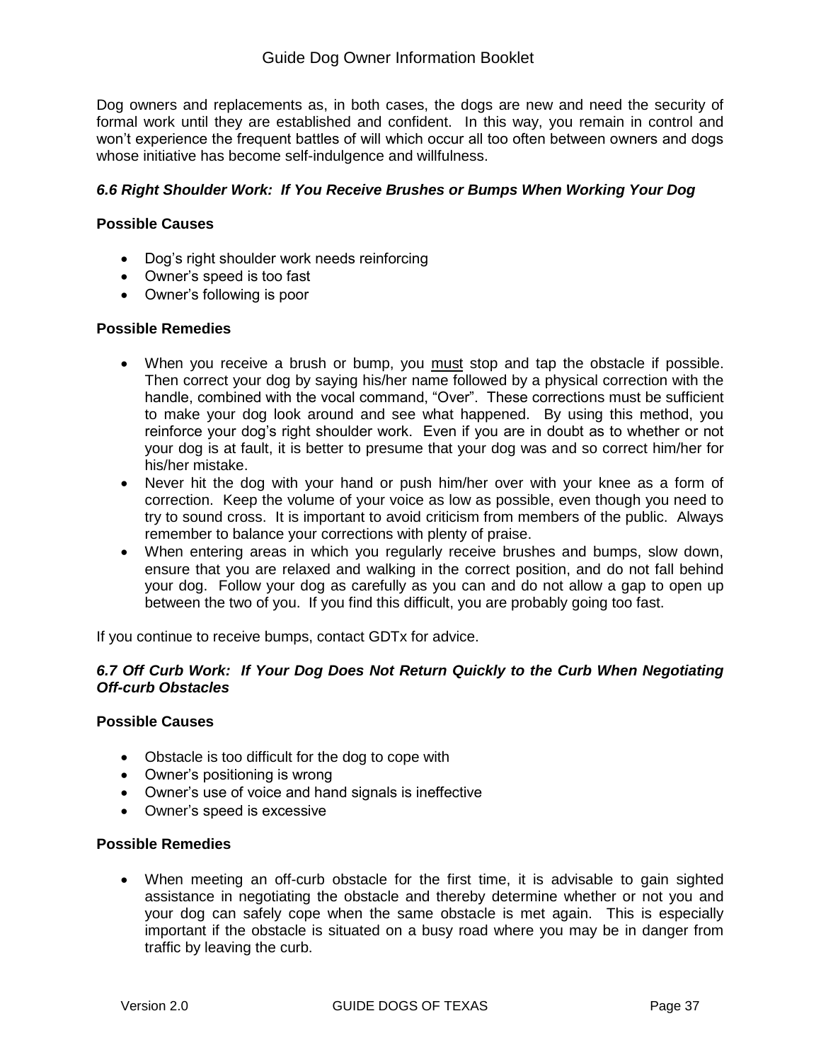Dog owners and replacements as, in both cases, the dogs are new and need the security of formal work until they are established and confident. In this way, you remain in control and won't experience the frequent battles of will which occur all too often between owners and dogs whose initiative has become self-indulgence and willfulness.

### *6.6 Right Shoulder Work: If You Receive Brushes or Bumps When Working Your Dog*

**Possible Causes**

- Dog's right shoulder work needs reinforcing
- Owner's speed is too fast
- Owner's following is poor

**Possible Remedies**

- When you receive a brush or bump, you <u>must</u> stop and tap the obstacle if possible. Then correct your dog by saying his/her name followed by a physical correction with the handle, combined with the vocal command, "Over". These corrections must be sufficient to make your dog look around and see what happened. By using this method, you reinforce your dog's right shoulder work. Even if you are in doubt as to whether or not your dog is at fault, it is better to presume that your dog was and so correct him/her for his/her mistake.
- Never hit the dog with your hand or push him/her over with your knee as a form of correction. Keep the volume of your voice as low as possible, even though you need to try to sound cross. It is important to avoid criticism from members of the public. Always remember to balance your corrections with plenty of praise.
- When entering areas in which you regularly receive brushes and bumps, slow down, ensure that you are relaxed and walking in the correct position, and do not fall behind your dog. Follow your dog as carefully as you can and do not allow a gap to open up between the two of you. If you find this difficult, you are probably going too fast.

If you continue to receive bumps, contact GDTx for advice.

### *6.7 Off Curb Work: If Your Dog Does Not Return Quickly to the Curb When Negotiating Off-curb Obstacles*

**Possible Causes**

- Obstacle is too difficult for the dog to cope with
- Owner's positioning is wrong
- Owner's use of voice and hand signals is ineffective
- Owner's speed is excessive

**Possible Remedies**

- When meeting an off-curb obstacle for the first time, it is advisable to gain sighted assistance in negotiating the obstacle and thereby determine whether or not you and your dog can safely cope when the same obstacle is met again. This is especially important if the obstacle is situated on a busy road where you may be in danger from traffic by leaving the curb.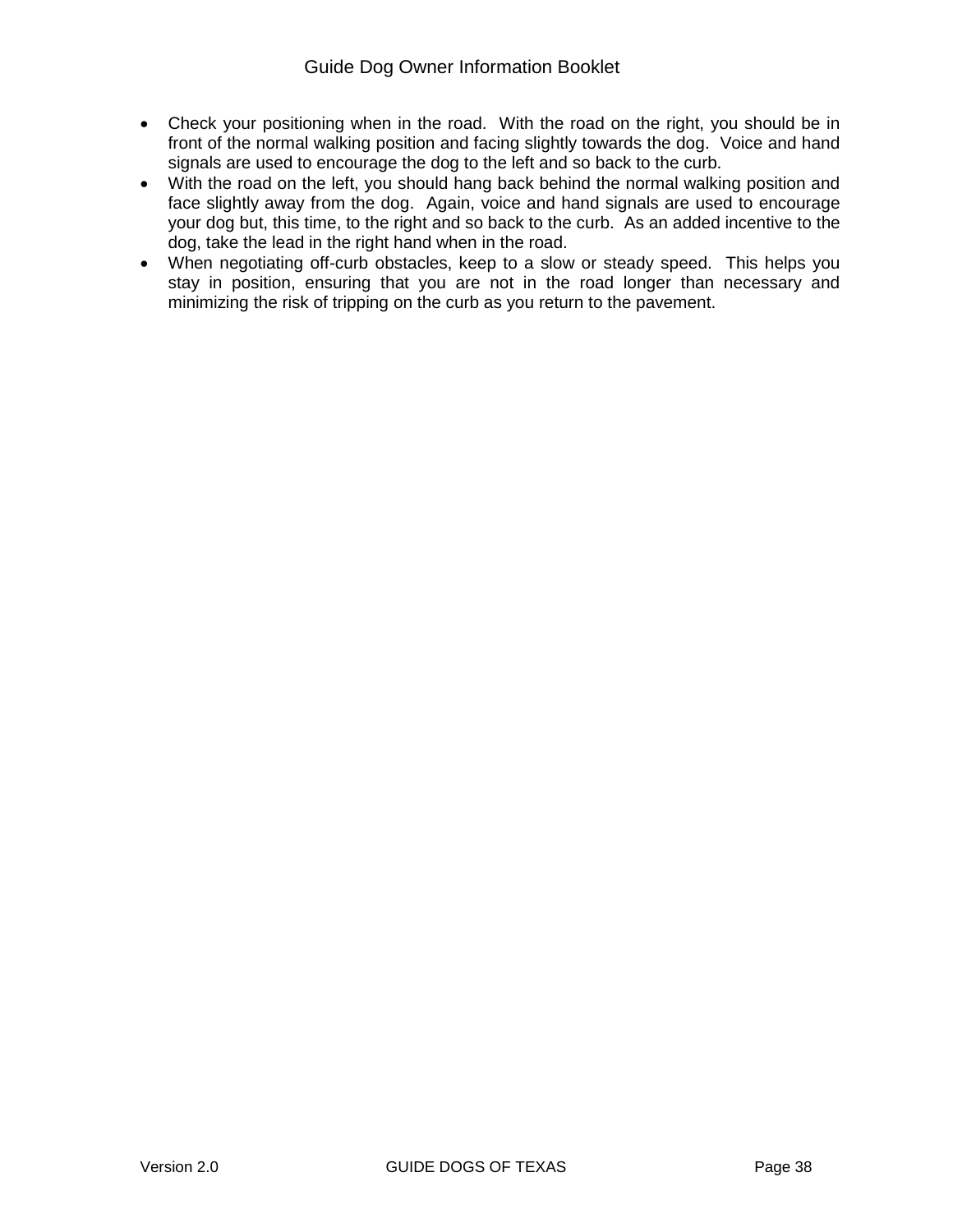- Check your positioning when in the road. With the road on the right, you should be in front of the normal walking position and facing slightly towards the dog. Voice and hand signals are used to encourage the dog to the left and so back to the curb.
- With the road on the left, you should hang back behind the normal walking position and face slightly away from the dog. Again, voice and hand signals are used to encourage your dog but, this time, to the right and so back to the curb. As an added incentive to the dog, take the lead in the right hand when in the road.
- When negotiating off-curb obstacles, keep to a slow or steady speed. This helps you stay in position, ensuring that you are not in the road longer than necessary and minimizing the risk of tripping on the curb as you return to the pavement.